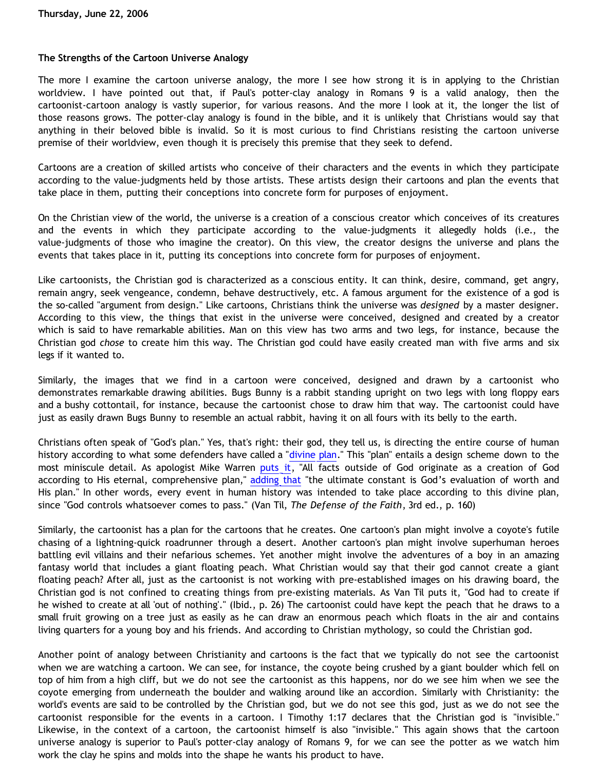Thursday, June 22, 2006

### The Strengths of the Cartoon Universe Analogy

The more I examine the cartoon universe analogy, the more I see how strong it is in applying to the Christian worldview. I have pointed out that, if Paul's potter-clay analogy in Romans 9 is a valid analogy, then the cartoonist-cartoon analogy is vastly superior, for various reasons. And the more I look at it, the longer the list of those reasons grows. The potter-clay analogy is found in the bible, and it is unlikely that Christians would say that anything in their beloved bible is invalid. So it is most curious to find Christians resisting the cartoon universe premise of their worldview, even though it is precisely this premise that they seek to defend.

Cartoons are a creation of skilled artists who conceive of their characters and the events in which they participate according to the value-judgments held by those artists. These artists design their cartoons and plan the events that take place in them, putting their conceptions into concrete form for purposes of enjoyment.

On the Christian view of the world, the universe is a creation of a conscious creator which conceives of its creatures and the events in which they participate according to the value-judgments it allegedly holds (i.e., the value-judgments of those who imagine the creator). On this view, the creator designs the universe and plans the events that takes place in it, putting its conceptions into concrete form for purposes of enjoyment.

Like cartoonists, the Christian god is characterized as a conscious entity. It can think, desire, command, get angry, remain angry, seek vengeance, condemn, behave destructively, etc. A famous argument for the existence of a god is the so-called "argument from design." Like cartoons, Christians think the universe was *designed* by a master designer. According to this view, the things that exist in the universe were conceived, designed and created by a creator which is said to have remarkable abilities. Man on this view has two arms and two legs, for instance, because the Christian god *chose* to create him this way. The Christian god could have easily created man with five arms and six legs if it wanted to.

Similarly, the images that we find in a cartoon were conceived, designed and drawn by a cartoonist who demonstrates remarkable drawing abilities. Bugs Bunny is a rabbit standing upright on two legs with long floppy ears and a bushy cottontail, for instance, because the cartoonist chose to draw him that way. The cartoonist could have just as easily drawn Bugs Bunny to resemble an actual rabbit, having it on all fours with its belly to the earth.

Christians often speak of "God's plan." Yes, that's right: their god, they tell us, is directing the entire course of human history according to what some defenders have called a "divine plan." This "plan" entails a design scheme down to the most miniscule detail. As apologist Mike Warren puts it, "All facts outside of God originate as a creation of God according to His eternal, comprehensive plan," adding that "the ultimate constant is God's evaluation of worth and His plan." In other words, every event in human history was intended to take place according to this divine plan, since "God controls whatsoever comes to pass." (Van Til, *The Defense of the Faith*, 3rd ed., p. 160)

Similarly, the cartoonist has a plan for the cartoons that he creates. One cartoon's plan might involve a coyote's futile chasing of a lightning-quick roadrunner through a desert. Another cartoon's plan might involve superhuman heroes battling evil villains and their nefarious schemes. Yet another might involve the adventures of a boy in an amazing fantasy world that includes a giant floating peach. What Christian would say that their god cannot create a giant floating peach? After all, just as the cartoonist is not working with pre-established images on his drawing board, the Christian god is not confined to creating things from pre-existing materials. As Van Til puts it, "God had to create if he wished to create at all 'out of nothing'." (Ibid., p. 26) The cartoonist could have kept the peach that he draws to a small fruit growing on a tree just as easily as he can draw an enormous peach which floats in the air and contains living quarters for a young boy and his friends. And according to Christian mythology, so could the Christian god.

Another point of analogy between Christianity and cartoons is the fact that we typically do not see the cartoonist when we are watching a cartoon. We can see, for instance, the coyote being crushed by a giant boulder which fell on top of him from a high cliff, but we do not see the cartoonist as this happens, nor do we see him when we see the coyote emerging from underneath the boulder and walking around like an accordion. Similarly with Christianity: the world's events are said to be controlled by the Christian god, but we do not see this god, just as we do not see the cartoonist responsible for the events in a cartoon. I Timothy 1:17 declares that the Christian god is "invisible." Likewise, in the context of a cartoon, the cartoonist himself is also "invisible." This again shows that the cartoon universe analogy is superior to Paul's potter-clay analogy of Romans 9, for we can see the potter as we watch him work the clay he spins and molds into the shape he wants his product to have.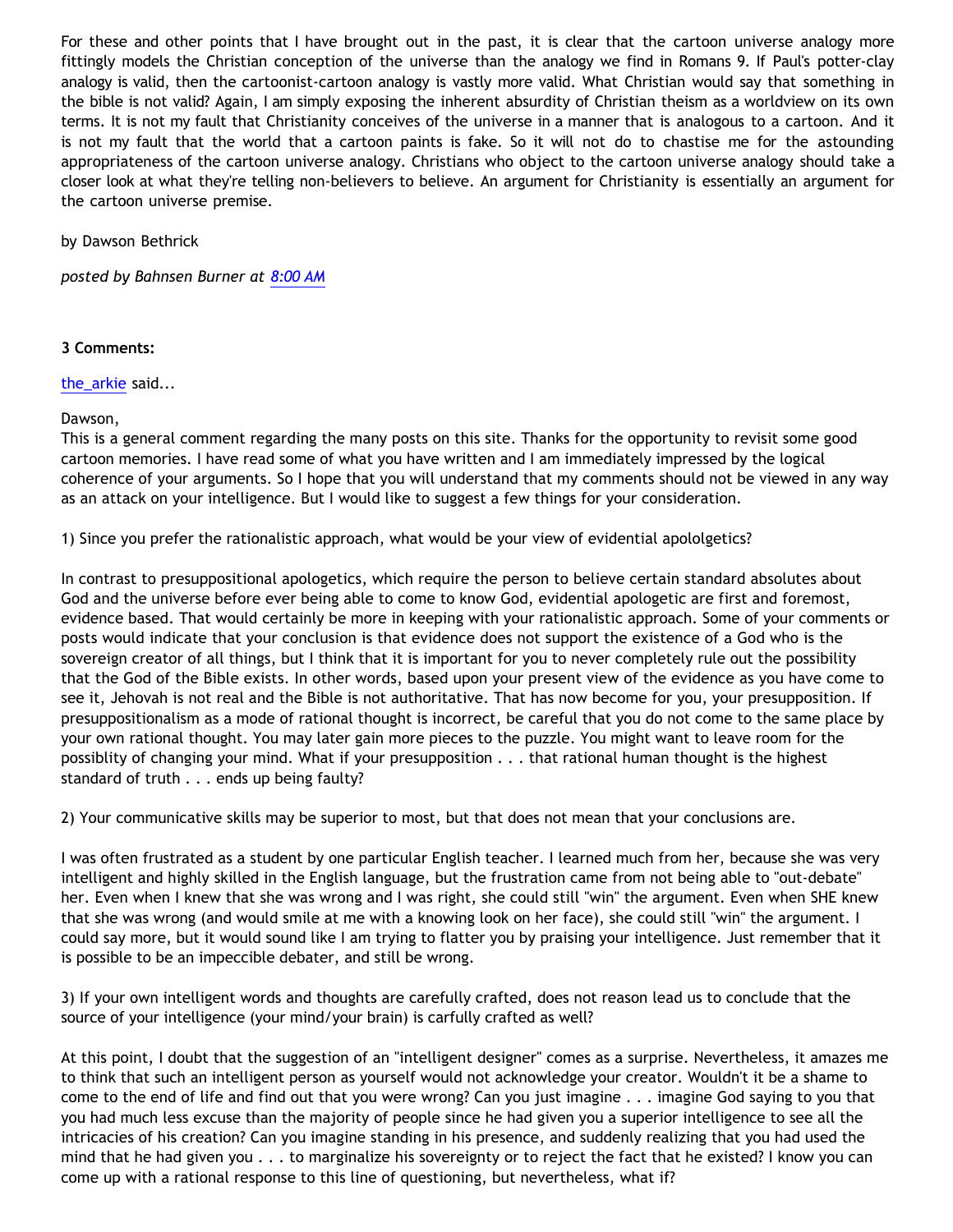For these and other points that I have brought out in the past, it is clear that the cartoon universe analogy more fittingly models the Christian conception of the universe than the analogy we find in Romans 9. If Paul's potter-clay analogy is valid, then the cartoonist-cartoon analogy is vastly more valid. What Christian would say that something in the bible is not valid? Again, I am simply exposing the inherent absurdity of Christian theism as a worldview on its own terms. It is not my fault that Christianity conceives of the universe in a manner that is analogous to a cartoon. And it is not my fault that the world that a cartoon paints is fake. So it will not do to chastise me for the astounding appropriateness of the cartoon universe analogy. Christians who object to the cartoon universe analogy should take a closer look at what they're telling non-believers to believe. An argument for Christianity is essentially an argument for the cartoon universe premise.

by Dawson Bethrick

*posted by Bahnsen Burner at 8:00 AM*

**3 Comments:**

the_arkie said...

Dawson,
This is a general comment regarding the many posts on this site. Thanks for the opportunity to revisit some good cartoon memories. I have read some of what you have written and I am immediately impressed by the logical coherence of your arguments. So I hope that you will understand that my comments should not be viewed in any way as an attack on your intelligence. But I would like to suggest a few things for your consideration.

1) Since you prefer the rationalistic approach, what would be your view of evidential apololgetics?

In contrast to presuppositional apologetics, which require the person to believe certain standard absolutes about God and the universe before ever being able to come to know God, evidential apologetic are first and foremost, evidence based. That would certainly be more in keeping with your rationalistic approach. Some of your comments or posts would indicate that your conclusion is that evidence does not support the existence of a God who is the sovereign creator of all things, but I think that it is important for you to never completely rule out the possibility that the God of the Bible exists. In other words, based upon your present view of the evidence as you have come to see it, Jehovah is not real and the Bible is not authoritative. That has now become for you, your presupposition. If presuppositionalism as a mode of rational thought is incorrect, be careful that you do not come to the same place by your own rational thought. You may later gain more pieces to the puzzle. You might want to leave room for the possiblity of changing your mind. What if your presupposition . . . that rational human thought is the highest standard of truth . . . ends up being faulty?

2) Your communicative skills may be superior to most, but that does not mean that your conclusions are.

I was often frustrated as a student by one particular English teacher. I learned much from her, because she was very intelligent and highly skilled in the English language, but the frustration came from not being able to "out-debate" her. Even when I knew that she was wrong and I was right, she could still "win" the argument. Even when SHE knew that she was wrong (and would smile at me with a knowing look on her face), she could still "win" the argument. I could say more, but it would sound like I am trying to flatter you by praising your intelligence. Just remember that it is possible to be an impeccible debater, and still be wrong.

3) If your own intelligent words and thoughts are carefully crafted, does not reason lead us to conclude that the source of your intelligence (your mind/your brain) is carfully crafted as well?

At this point, I doubt that the suggestion of an "intelligent designer" comes as a surprise. Nevertheless, it amazes me to think that such an intelligent person as yourself would not acknowledge your creator. Wouldn't it be a shame to come to the end of life and find out that you were wrong? Can you just imagine . . . imagine God saying to you that you had much less excuse than the majority of people since he had given you a superior intelligence to see all the intricacies of his creation? Can you imagine standing in his presence, and suddenly realizing that you had used the mind that he had given you . . . to marginalize his sovereignty or to reject the fact that he existed? I know you can come up with a rational response to this line of questioning, but nevertheless, what if?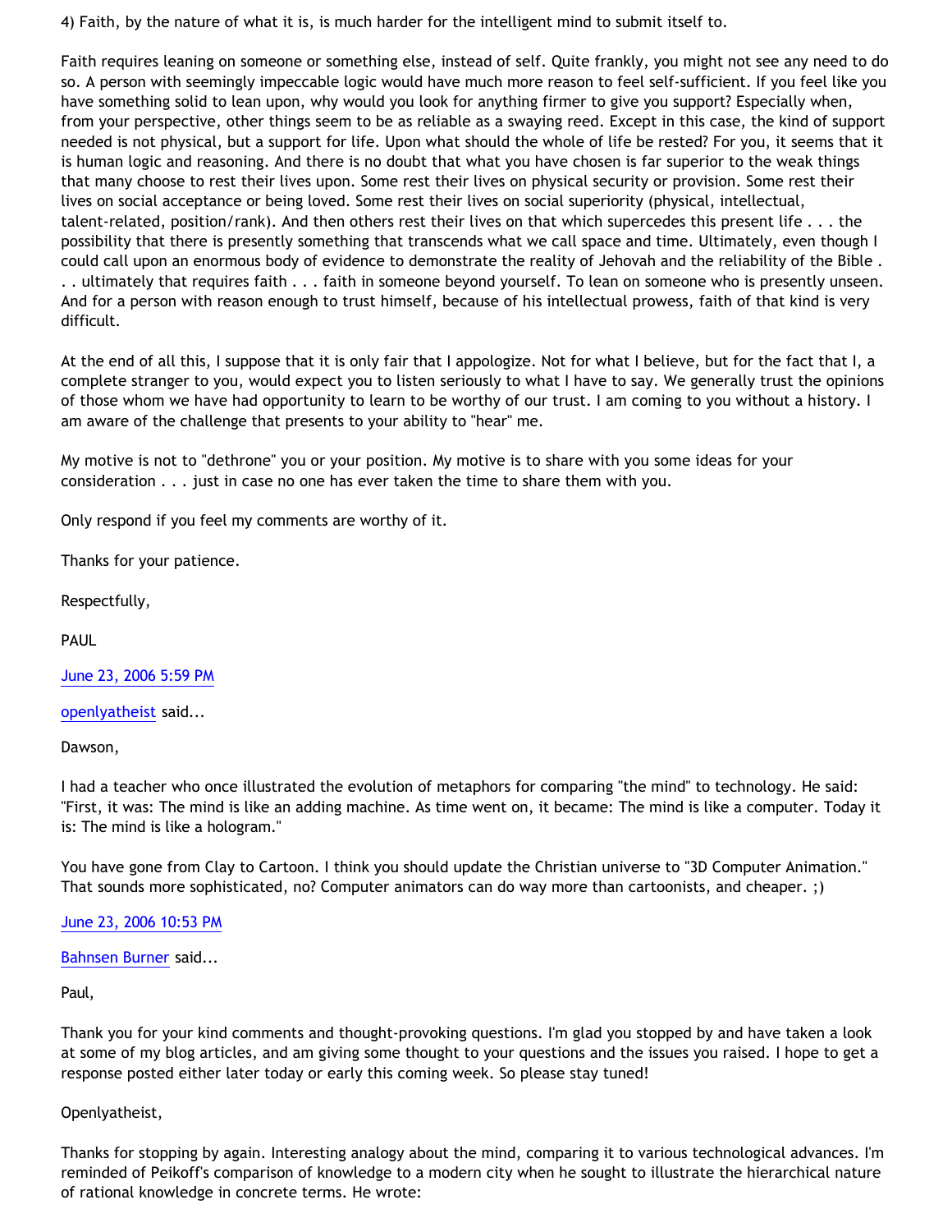4) Faith, by the nature of what it is, is much harder for the intelligent mind to submit itself to.

Faith requires leaning on someone or something else, instead of self. Quite frankly, you might not see any need to do so. A person with seemingly impeccable logic would have much more reason to feel self-sufficient. If you feel like you have something solid to lean upon, why would you look for anything firmer to give you support? Especially when, from your perspective, other things seem to be as reliable as a swaying reed. Except in this case, the kind of support needed is not physical, but a support for life. Upon what should the whole of life be rested? For you, it seems that it is human logic and reasoning. And there is no doubt that what you have chosen is far superior to the weak things that many choose to rest their lives upon. Some rest their lives on physical security or provision. Some rest their lives on social acceptance or being loved. Some rest their lives on social superiority (physical, intellectual, talent-related, position/rank). And then others rest their lives on that which supercedes this present life . . . the possibility that there is presently something that transcends what we call space and time. Ultimately, even though I could call upon an enormous body of evidence to demonstrate the reality of Jehovah and the reliability of the Bible . . . ultimately that requires faith . . . faith in someone beyond yourself. To lean on someone who is presently unseen. And for a person with reason enough to trust himself, because of his intellectual prowess, faith of that kind is very difficult.

At the end of all this, I suppose that it is only fair that I appologize. Not for what I believe, but for the fact that I, a complete stranger to you, would expect you to listen seriously to what I have to say. We generally trust the opinions of those whom we have had opportunity to learn to be worthy of our trust. I am coming to you without a history. I am aware of the challenge that presents to your ability to "hear" me.

My motive is not to "dethrone" you or your position. My motive is to share with you some ideas for your consideration . . . just in case no one has ever taken the time to share them with you.

Only respond if you feel my comments are worthy of it.

Thanks for your patience.

Respectfully,

PAUL

June 23, 2006 5:59 PM

openlyatheist said...

Dawson,

I had a teacher who once illustrated the evolution of metaphors for comparing "the mind" to technology. He said: "First, it was: The mind is like an adding machine. As time went on, it became: The mind is like a computer. Today it is: The mind is like a hologram."

You have gone from Clay to Cartoon. I think you should update the Christian universe to "3D Computer Animation." That sounds more sophisticated, no? Computer animators can do way more than cartoonists, and cheaper. ;)

June 23, 2006 10:53 PM

Bahnsen Burner said...

Paul,

Thank you for your kind comments and thought-provoking questions. I'm glad you stopped by and have taken a look at some of my blog articles, and am giving some thought to your questions and the issues you raised. I hope to get a response posted either later today or early this coming week. So please stay tuned!

Openlyatheist,

Thanks for stopping by again. Interesting analogy about the mind, comparing it to various technological advances. I'm reminded of Peikoff's comparison of knowledge to a modern city when he sought to illustrate the hierarchical nature of rational knowledge in concrete terms. He wrote: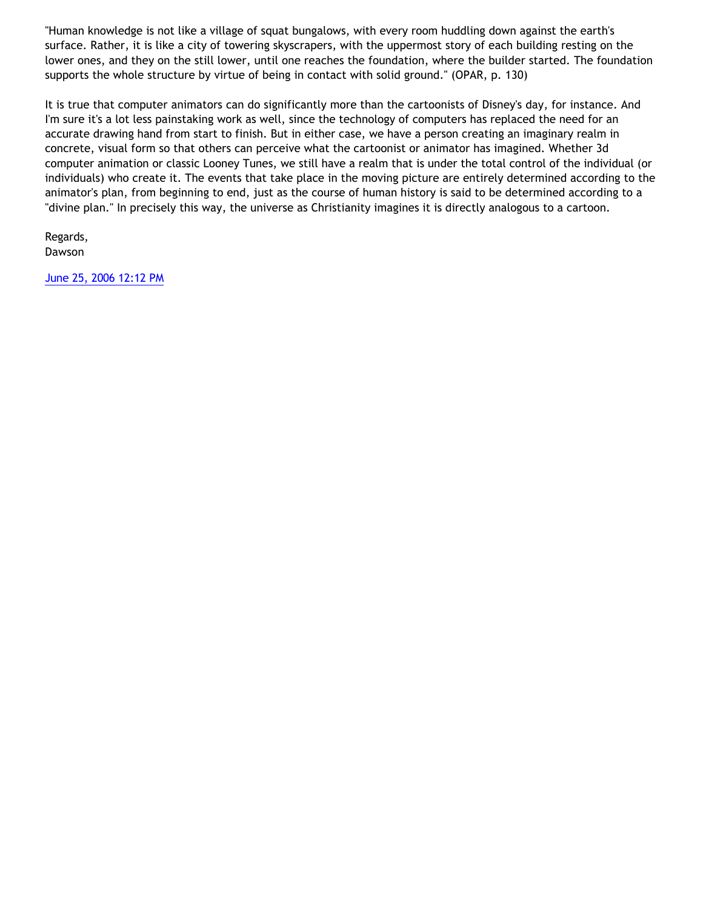"Human knowledge is not like a village of squat bungalows, with every room huddling down against the earth's surface. Rather, it is like a city of towering skyscrapers, with the uppermost story of each building resting on the lower ones, and they on the still lower, until one reaches the foundation, where the builder started. The foundation supports the whole structure by virtue of being in contact with solid ground." (OPAR, p. 130)

It is true that computer animators can do significantly more than the cartoonists of Disney's day, for instance. And I'm sure it's a lot less painstaking work as well, since the technology of computers has replaced the need for an accurate drawing hand from start to finish. But in either case, we have a person creating an imaginary realm in concrete, visual form so that others can perceive what the cartoonist or animator has imagined. Whether 3d computer animation or classic Looney Tunes, we still have a realm that is under the total control of the individual (or individuals) who create it. The events that take place in the moving picture are entirely determined according to the animator's plan, from beginning to end, just as the course of human history is said to be determined according to a "divine plan." In precisely this way, the universe as Christianity imagines it is directly analogous to a cartoon.

Regards,
Dawson

June 25, 2006 12:12 PM